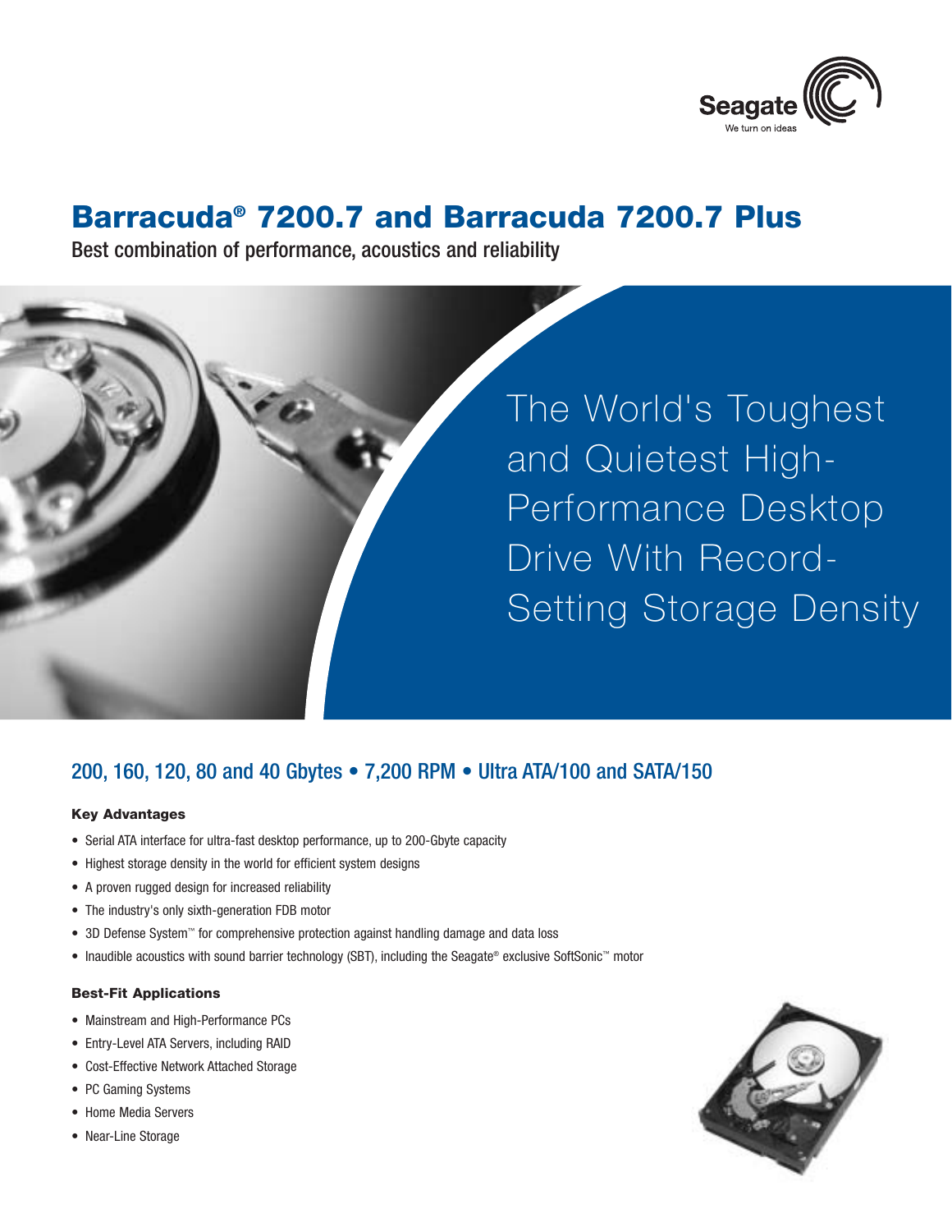Seagate
We turn on ideas

# Barracuda® 7200.7 and Barracuda 7200.7 Plus

Best combination of performance, acoustics and reliability

The World's Toughest and Quietest High-Performance Desktop Drive With Record-Setting Storage Density

## 200, 160, 120, 80 and 40 Gbytes • 7,200 RPM • Ultra ATA/100 and SATA/150

### Key Advantages

- Serial ATA interface for ultra-fast desktop performance, up to 200-Gbyte capacity
- Highest storage density in the world for efficient system designs
- A proven rugged design for increased reliability
- The industry's only sixth-generation FDB motor
- 3D Defense System™ for comprehensive protection against handling damage and data loss
- Inaudible acoustics with sound barrier technology (SBT), including the Seagate® exclusive SoftSonic™ motor

### Best-Fit Applications

- Mainstream and High-Performance PCs
- Entry-Level ATA Servers, including RAID
- Cost-Effective Network Attached Storage
- PC Gaming Systems
- Home Media Servers
- Near-Line Storage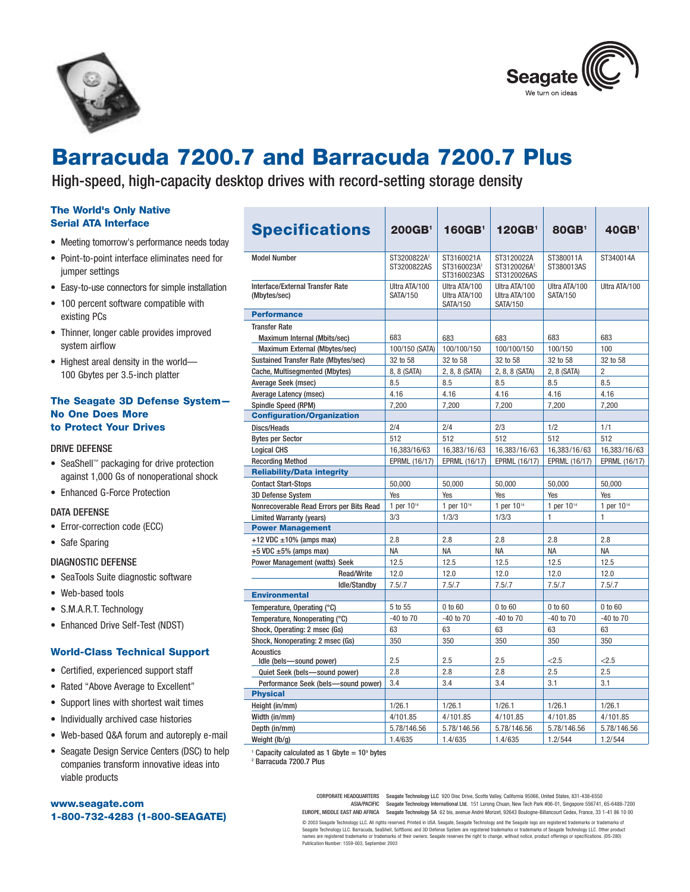# Barracuda 7200.7 and Barracuda 7200.7 Plus

High-speed, high-capacity desktop drives with record-setting storage density

### The World's Only Native Serial ATA Interface

- Meeting tomorrow's performance needs today
- Point-to-point interface eliminates need for jumper settings
- Easy-to-use connectors for simple installation
- 100 percent software compatible with existing PCs
- Thinner, longer cable provides improved system airflow
- Highest areal density in the world—100 Gbytes per 3.5-inch platter

### The Seagate 3D Defense System—No One Does More to Protect Your Drives

DRIVE DEFENSE

- SeaShell™ packaging for drive protection against 1,000 Gs of nonoperational shock
- Enhanced G-Force Protection

DATA DEFENSE

- Error-correction code (ECC)
- Safe Sparing

DIAGNOSTIC DEFENSE

- SeaTools Suite diagnostic software
- Web-based tools
- S.M.A.R.T. Technology
- Enhanced Drive Self-Test (NDST)

### World-Class Technical Support

- Certified, experienced support staff
- Rated "Above Average to Excellent"
- Support lines with shortest wait times
- Individually archived case histories
- Web-based Q&A forum and autoreply e-mail
- Seagate Design Service Centers (DSC) to help companies transform innovative ideas into viable products

**www.seagate.com**
**1-800-732-4283 (1-800-SEAGATE)**

## Specifications

| Specifications | 200GB[1] | 160GB[1] | 120GB[1] | 80GB[1] | 40GB[1] |
|---|---|---|---|---|---|
| Model Number | ST3200822A[2] ST3200822AS | ST3160021A ST3160023A[2] ST3160023AS | ST3120022A ST3120026A[2] ST3120026AS | ST380011A ST380013AS | ST340014A |
| Interface/External Transfer Rate (Mbytes/sec) | Ultra ATA/100 SATA/150 | Ultra ATA/100 Ultra ATA/100 SATA/150 | Ultra ATA/100 Ultra ATA/100 SATA/150 | Ultra ATA/100 SATA/150 | Ultra ATA/100 |
| **Performance** | | | | | |
| Transfer Rate | | | | | |
| Maximum Internal (Mbits/sec) | 683 | 683 | 683 | 683 | 683 |
| Maximum External (Mbytes/sec) | 100/150 (SATA) | 100/100/150 | 100/100/150 | 100/150 | 100 |
| Sustained Transfer Rate (Mbytes/sec) | 32 to 58 | 32 to 58 | 32 to 58 | 32 to 58 | 32 to 58 |
| Cache, Multisegmented (Mbytes) | 8, 8 (SATA) | 2, 8, 8 (SATA) | 2, 8, 8 (SATA) | 2, 8 (SATA) | 2 |
| Average Seek (msec) | 8.5 | 8.5 | 8.5 | 8.5 | 8.5 |
| Average Latency (msec) | 4.16 | 4.16 | 4.16 | 4.16 | 4.16 |
| Spindle Speed (RPM) | 7,200 | 7,200 | 7,200 | 7,200 | 7,200 |
| **Configuration/Organization** | | | | | |
| Discs/Heads | 2/4 | 2/4 | 2/3 | 1/2 | 1/1 |
| Bytes per Sector | 512 | 512 | 512 | 512 | 512 |
| Logical CHS | 16,383/16/63 | 16,383/16/63 | 16,383/16/63 | 16,383/16/63 | 16,383/16/63 |
| Recording Method | EPRML (16/17) | EPRML (16/17) | EPRML (16/17) | EPRML (16/17) | EPRML (16/17) |
| **Reliability/Data integrity** | | | | | |
| Contact Start-Stops | 50,000 | 50,000 | 50,000 | 50,000 | 50,000 |
| 3D Defense System | Yes | Yes | Yes | Yes | Yes |
| Nonrecoverable Read Errors per Bits Read | 1 per $10^{14}$ | 1 per $10^{14}$ | 1 per $10^{14}$ | 1 per $10^{14}$ | 1 per $10^{14}$ |
| Limited Warranty (years) | 3/3 | 1/3/3 | 1/3/3 | 1 | 1 |
| **Power Management** | | | | | |
| +12 VDC ±10% (amps max) | 2.8 | 2.8 | 2.8 | 2.8 | 2.8 |
| +5 VDC ±5% (amps max) | NA | NA | NA | NA | NA |
| Power Management (watts) Seek | 12.5 | 12.5 | 12.5 | 12.5 | 12.5 |
| Read/Write | 12.0 | 12.0 | 12.0 | 12.0 | 12.0 |
| Idle/Standby | 7.5/.7 | 7.5/.7 | 7.5/.7 | 7.5/.7 | 7.5/.7 |
| **Environmental** | | | | | |
| Temperature, Operating (°C) | 5 to 55 | 0 to 60 | 0 to 60 | 0 to 60 | 0 to 60 |
| Temperature, Nonoperating (°C) | -40 to 70 | -40 to 70 | -40 to 70 | -40 to 70 | -40 to 70 |
| Shock, Operating: 2 msec (Gs) | 63 | 63 | 63 | 63 | 63 |
| Shock, Nonoperating: 2 msec (Gs) | 350 | 350 | 350 | 350 | 350 |
| Acoustics | | | | | |
| Idle (bels—sound power) | 2.5 | 2.5 | 2.5 | <2.5 | <2.5 |
| Quiet Seek (bels—sound power) | 2.8 | 2.8 | 2.8 | 2.5 | 2.5 |
| Performance Seek (bels—sound power) | 3.4 | 3.4 | 3.4 | 3.1 | 3.1 |
| **Physical** | | | | | |
| Height (in/mm) | 1/26.1 | 1/26.1 | 1/26.1 | 1/26.1 | 1/26.1 |
| Width (in/mm) | 4/101.85 | 4/101.85 | 4/101.85 | 4/101.85 | 4/101.85 |
| Depth (in/mm) | 5.78/146.56 | 5.78/146.56 | 5.78/146.56 | 5.78/146.56 | 5.78/146.56 |
| Weight (lb/g) | 1.4/635 | 1.4/635 | 1.4/635 | 1.2/544 | 1.2/544 |

[1] Capacity calculated as 1 Gbyte = $10^9$ bytes
[2] Barracuda 7200.7 Plus

CORPORATE HEADQUARTERS Seagate Technology LLC 920 Disc Drive, Scotts Valley, California 95066, United States, 831-438-6550
ASIA/PACIFIC Seagate Technology International Ltd. 151 Lorong Chuan, New Tech Park #06-01, Singapore 556741, 65-6488-7200
EUROPE, MIDDLE EAST AND AFRICA Seagate Technology SA 62 bis, avenue André Morizet, 92643 Boulogne-Billancourt Cedex, France, 33 1-41 86 10 00

© 2003 Seagate Technology LLC. All rights reserved. Printed in USA. Seagate, Seagate Technology and the Seagate logo are registered trademarks or trademarks of Seagate Technology LLC. Barracuda, SeaShell, SoftSonic and 3D Defense System are registered trademarks or trademarks of Seagate Technology LLC. Other product names are registered trademarks or trademarks of their owners. Seagate reserves the right to change, without notice, product offerings or specifications. (DS-280)
Publication Number: 1559-003, September 2003